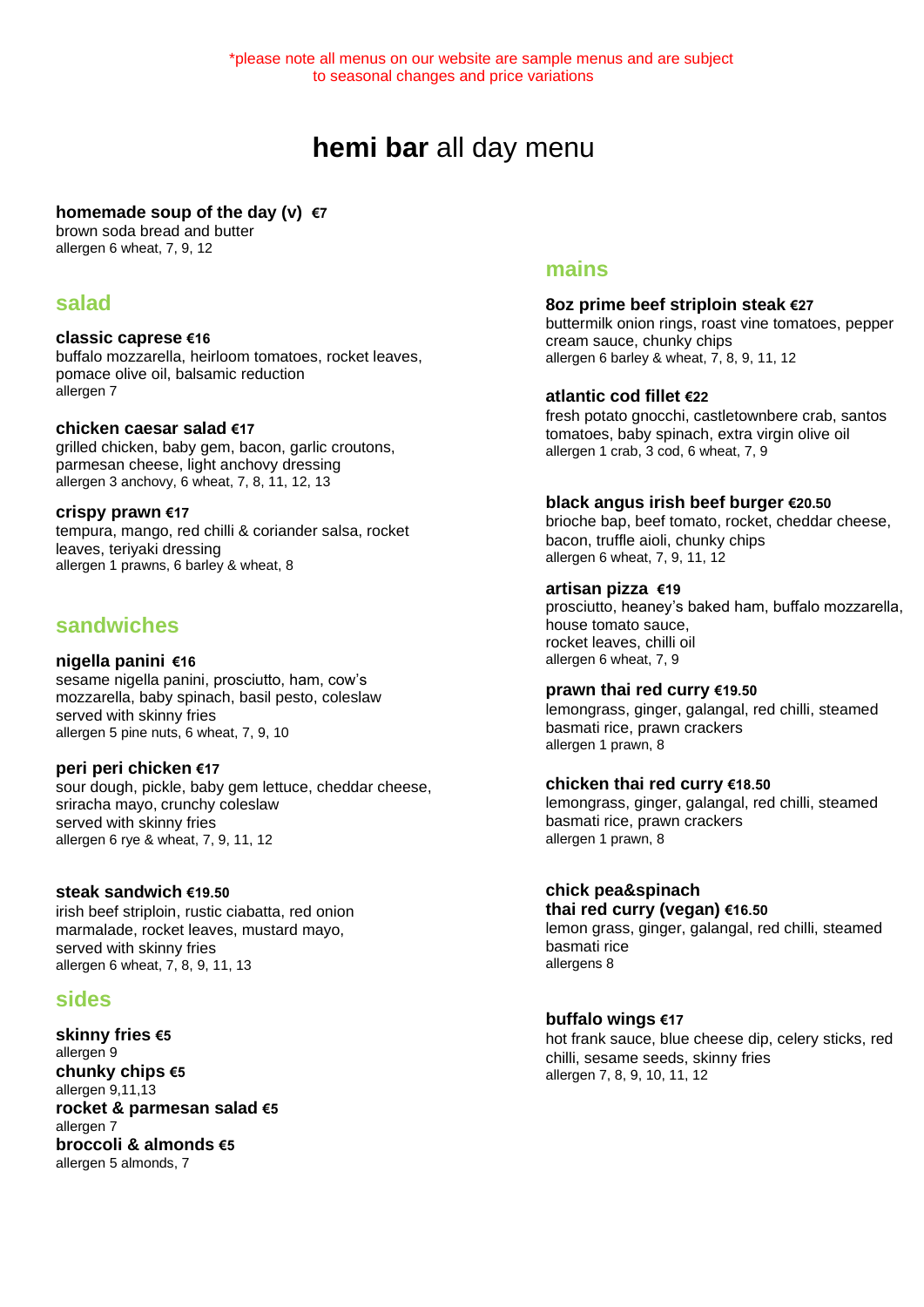*please note all menus on our website are sample menus and are subject to seasonal changes and price variations

# **hemi bar** all day menu

**homemade soup of the day (v) €7**
brown soda bread and butter
allergen 6 wheat, 7, 9, 12

## salad

**classic caprese €16**
buffalo mozzarella, heirloom tomatoes, rocket leaves, pomace olive oil, balsamic reduction
allergen 7

**chicken caesar salad €17**
grilled chicken, baby gem, bacon, garlic croutons, parmesan cheese, light anchovy dressing
allergen 3 anchovy, 6 wheat, 7, 8, 11, 12, 13

**crispy prawn €17**
tempura, mango, red chilli & coriander salsa, rocket leaves, teriyaki dressing
allergen 1 prawns, 6 barley & wheat, 8

## sandwiches

**nigella panini €16**
sesame nigella panini, prosciutto, ham, cow's mozzarella, baby spinach, basil pesto, coleslaw
served with skinny fries
allergen 5 pine nuts, 6 wheat, 7, 9, 10

**peri peri chicken €17**
sour dough, pickle, baby gem lettuce, cheddar cheese, sriracha mayo, crunchy coleslaw
served with skinny fries
allergen 6 rye & wheat, 7, 9, 11, 12

**steak sandwich €19.50**
irish beef striploin, rustic ciabatta, red onion marmalade, rocket leaves, mustard mayo,
served with skinny fries
allergen 6 wheat, 7, 8, 9, 11, 13

## sides

**skinny fries €5**
allergen 9
**chunky chips €5**
allergen 9,11,13
**rocket & parmesan salad €5**
allergen 7
**broccoli & almonds €5**
allergen 5 almonds, 7

## mains

**8oz prime beef striploin steak €27**
buttermilk onion rings, roast vine tomatoes, pepper cream sauce, chunky chips
allergen 6 barley & wheat, 7, 8, 9, 11, 12

**atlantic cod fillet €22**
fresh potato gnocchi, castletownbere crab, santos tomatoes, baby spinach, extra virgin olive oil
allergen 1 crab, 3 cod, 6 wheat, 7, 9

**black angus irish beef burger €20.50**
brioche bap, beef tomato, rocket, cheddar cheese, bacon, truffle aioli, chunky chips
allergen 6 wheat, 7, 9, 11, 12

**artisan pizza €19**
prosciutto, heaney's baked ham, buffalo mozzarella, house tomato sauce,
rocket leaves, chilli oil
allergen 6 wheat, 7, 9

**prawn thai red curry €19.50**
lemongrass, ginger, galangal, red chilli, steamed basmati rice, prawn crackers
allergen 1 prawn, 8

**chicken thai red curry €18.50**
lemongrass, ginger, galangal, red chilli, steamed basmati rice, prawn crackers
allergen 1 prawn, 8

**chick pea&spinach thai red curry (vegan) €16.50**
lemon grass, ginger, galangal, red chilli, steamed basmati rice
allergens 8

**buffalo wings €17**
hot frank sauce, blue cheese dip, celery sticks, red chilli, sesame seeds, skinny fries
allergen 7, 8, 9, 10, 11, 12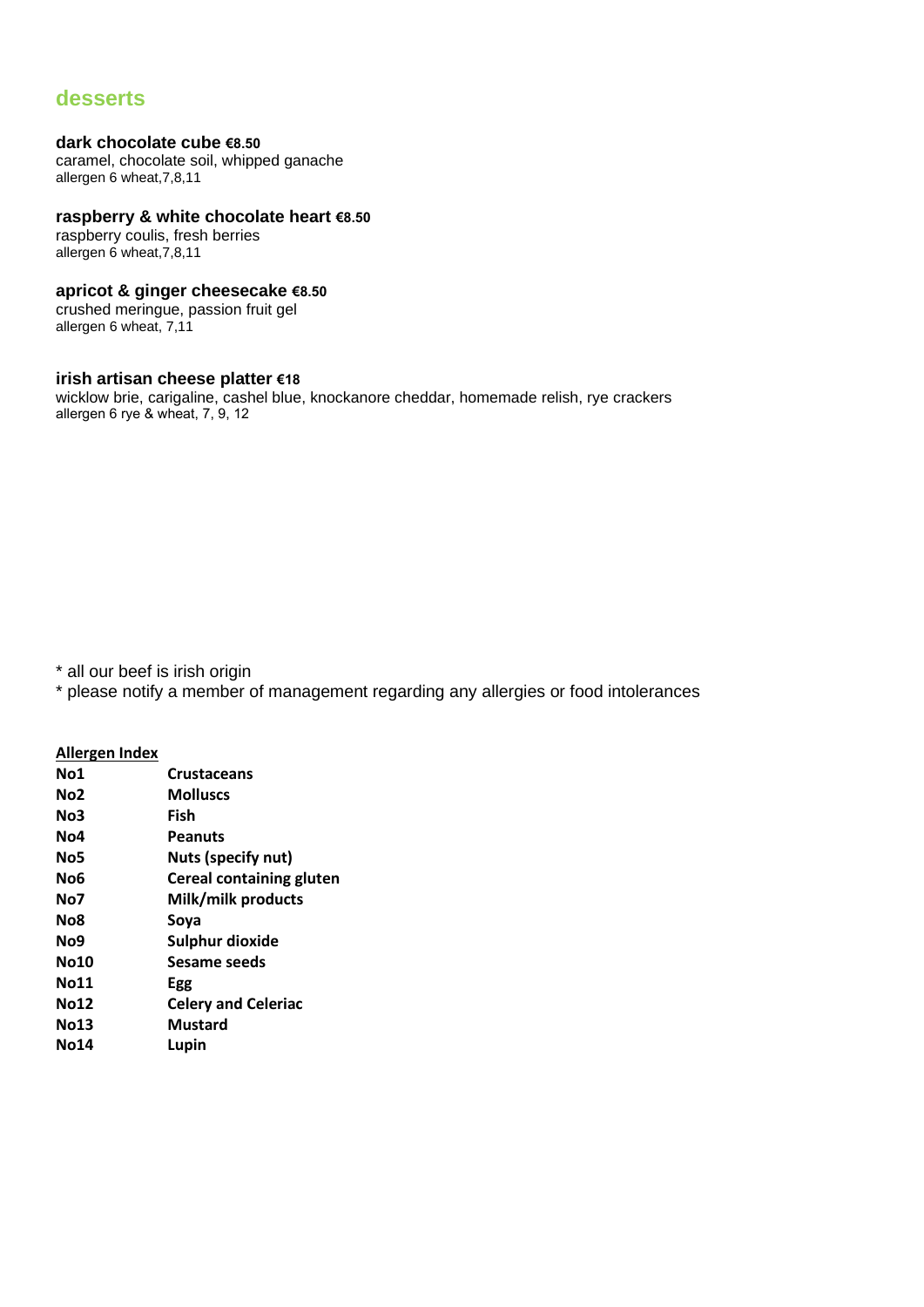## desserts

**dark chocolate cube €8.50**
caramel, chocolate soil, whipped ganache
allergen 6 wheat,7,8,11

**raspberry & white chocolate heart €8.50**
raspberry coulis, fresh berries
allergen 6 wheat,7,8,11

**apricot & ginger cheesecake €8.50**
crushed meringue, passion fruit gel
allergen 6 wheat, 7,11

**irish artisan cheese platter €18**
wicklow brie, carigaline, cashel blue, knockanore cheddar, homemade relish, rye crackers
allergen 6 rye & wheat, 7, 9, 12

* all our beef is irish origin
* please notify a member of management regarding any allergies or food intolerances

**Allergen Index**

| | |
|---|---|
| **No1** | **Crustaceans** |
| **No2** | **Molluscs** |
| **No3** | **Fish** |
| **No4** | **Peanuts** |
| **No5** | **Nuts (specify nut)** |
| **No6** | **Cereal containing gluten** |
| **No7** | **Milk/milk products** |
| **No8** | **Soya** |
| **No9** | **Sulphur dioxide** |
| **No10** | **Sesame seeds** |
| **No11** | **Egg** |
| **No12** | **Celery and Celeriac** |
| **No13** | **Mustard** |
| **No14** | **Lupin** |